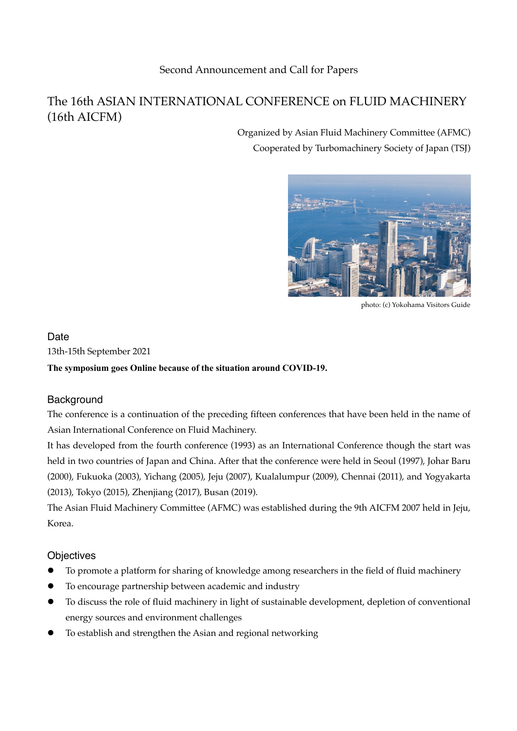Second Announcement and Call for Papers

# The 16th ASIAN INTERNATIONAL CONFERENCE on FLUID MACHINERY (16th AICFM)

Organized by Asian Fluid Machinery Committee (AFMC)

Cooperated by Turbomachinery Society of Japan (TSJ)

photo: (c) Yokohama Visitors Guide

## Date

13th-15th September 2021

**The symposium goes Online because of the situation around COVID-19.**

## Background

The conference is a continuation of the preceding fifteen conferences that have been held in the name of Asian International Conference on Fluid Machinery.

It has developed from the fourth conference (1993) as an International Conference though the start was held in two countries of Japan and China. After that the conference were held in Seoul (1997), Johar Baru (2000), Fukuoka (2003), Yichang (2005), Jeju (2007), Kualalumpur (2009), Chennai (2011), and Yogyakarta (2013), Tokyo (2015), Zhenjiang (2017), Busan (2019).

The Asian Fluid Machinery Committee (AFMC) was established during the 9th AICFM 2007 held in Jeju, Korea.

## Objectives

- To promote a platform for sharing of knowledge among researchers in the field of fluid machinery
- To encourage partnership between academic and industry
- To discuss the role of fluid machinery in light of sustainable development, depletion of conventional energy sources and environment challenges
- To establish and strengthen the Asian and regional networking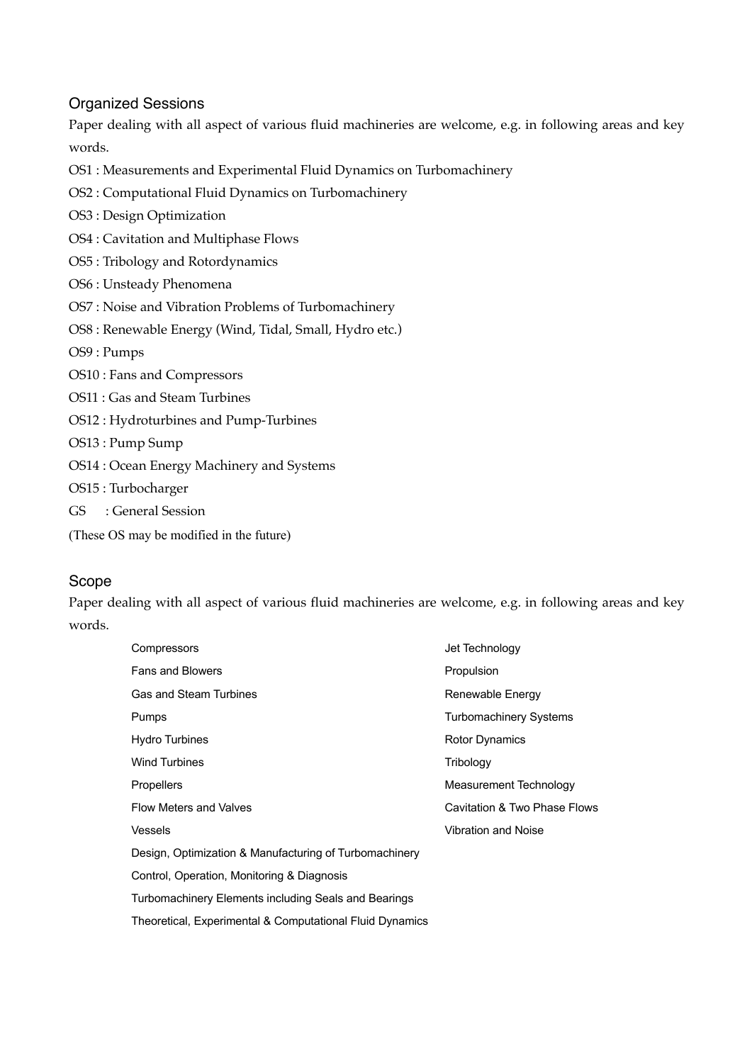## Organized Sessions

Paper dealing with all aspect of various fluid machineries are welcome, e.g. in following areas and key words.

OS1 : Measurements and Experimental Fluid Dynamics on Turbomachinery

OS2 : Computational Fluid Dynamics on Turbomachinery

OS3 : Design Optimization

OS4 : Cavitation and Multiphase Flows

OS5 : Tribology and Rotordynamics

OS6 : Unsteady Phenomena

OS7 : Noise and Vibration Problems of Turbomachinery

OS8 : Renewable Energy (Wind, Tidal, Small, Hydro etc.)

OS9 : Pumps

OS10 : Fans and Compressors

OS11 : Gas and Steam Turbines

OS12 : Hydroturbines and Pump-Turbines

OS13 : Pump Sump

OS14 : Ocean Energy Machinery and Systems

OS15 : Turbocharger

GS : General Session

(These OS may be modified in the future)

## Scope

Paper dealing with all aspect of various fluid machineries are welcome, e.g. in following areas and key words.

- Compressors
- Fans and Blowers
- Gas and Steam Turbines
- Pumps
- Hydro Turbines
- Wind Turbines
- Propellers
- Flow Meters and Valves
- Vessels
- Design, Optimization & Manufacturing of Turbomachinery
- Control, Operation, Monitoring & Diagnosis
- Turbomachinery Elements including Seals and Bearings
- Theoretical, Experimental & Computational Fluid Dynamics
- Jet Technology
- Propulsion
- Renewable Energy
- Turbomachinery Systems
- Rotor Dynamics
- Tribology
- Measurement Technology
- Cavitation & Two Phase Flows
- Vibration and Noise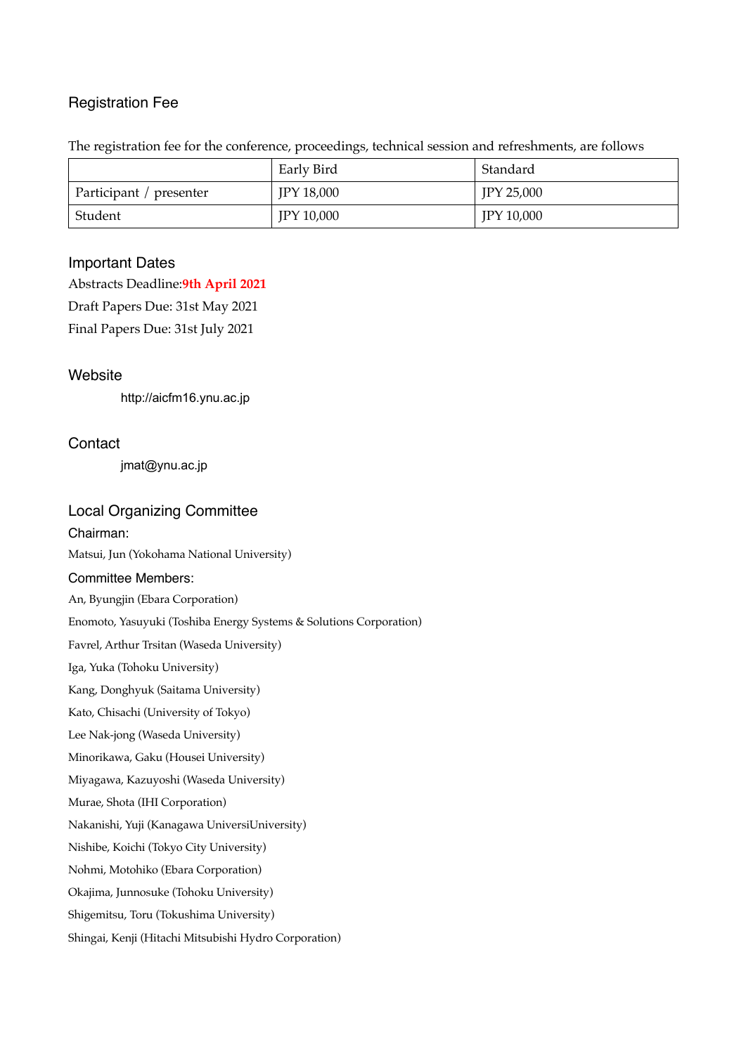## Registration Fee

The registration fee for the conference, proceedings, technical session and refreshments, are follows

| | Early Bird | Standard |
|---|---|---|
| Participant / presenter | JPY 18,000 | JPY 25,000 |
| Student | JPY 10,000 | JPY 10,000 |

## Important Dates

Abstracts Deadline:**9th April 2021**

Draft Papers Due: 31st May 2021

Final Papers Due: 31st July 2021

## Website

http://aicfm16.ynu.ac.jp

## Contact

jmat@ynu.ac.jp

## Local Organizing Committee

### Chairman:

Matsui, Jun (Yokohama National University)

### Committee Members:

An, Byungjin (Ebara Corporation)

Enomoto, Yasuyuki (Toshiba Energy Systems & Solutions Corporation)

Favrel, Arthur Trsitan (Waseda University)

Iga, Yuka (Tohoku University)

Kang, Donghyuk (Saitama University)

Kato, Chisachi (University of Tokyo)

Lee Nak-jong (Waseda University)

Minorikawa, Gaku (Housei University)

Miyagawa, Kazuyoshi (Waseda University)

Murae, Shota (IHI Corporation)

Nakanishi, Yuji (Kanagawa UniversiUniversity)

Nishibe, Koichi (Tokyo City University)

Nohmi, Motohiko (Ebara Corporation)

Okajima, Junnosuke (Tohoku University)

Shigemitsu, Toru (Tokushima University)

Shingai, Kenji (Hitachi Mitsubishi Hydro Corporation)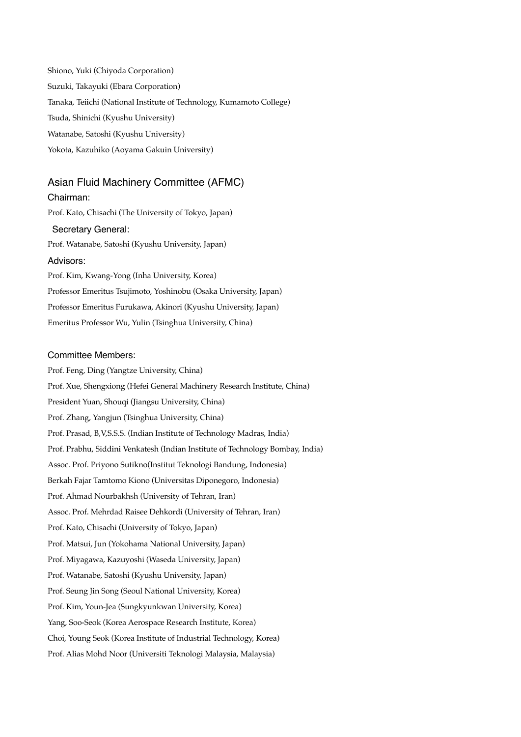Shiono, Yuki (Chiyoda Corporation)

Suzuki, Takayuki (Ebara Corporation)

Tanaka, Teiichi (National Institute of Technology, Kumamoto College)

Tsuda, Shinichi (Kyushu University)

Watanabe, Satoshi (Kyushu University)

Yokota, Kazuhiko (Aoyama Gakuin University)

## Asian Fluid Machinery Committee (AFMC)

### Chairman:

Prof. Kato, Chisachi (The University of Tokyo, Japan)

### Secretary General:

Prof. Watanabe, Satoshi (Kyushu University, Japan)

### Advisors:

Prof. Kim, Kwang-Yong (Inha University, Korea)

Professor Emeritus Tsujimoto, Yoshinobu (Osaka University, Japan)

Professor Emeritus Furukawa, Akinori (Kyushu University, Japan)

Emeritus Professor Wu, Yulin (Tsinghua University, China)

### Committee Members:

Prof. Feng, Ding (Yangtze University, China)

Prof. Xue, Shengxiong (Hefei General Machinery Research Institute, China)

President Yuan, Shouqi (Jiangsu University, China)

Prof. Zhang, Yangjun (Tsinghua University, China)

Prof. Prasad, B,V,S.S.S. (Indian Institute of Technology Madras, India)

Prof. Prabhu, Siddini Venkatesh (Indian Institute of Technology Bombay, India)

Assoc. Prof. Priyono Sutikno(Institut Teknologi Bandung, Indonesia)

Berkah Fajar Tamtomo Kiono (Universitas Diponegoro, Indonesia)

Prof. Ahmad Nourbakhsh (University of Tehran, Iran)

Assoc. Prof. Mehrdad Raisee Dehkordi (University of Tehran, Iran)

Prof. Kato, Chisachi (University of Tokyo, Japan)

Prof. Matsui, Jun (Yokohama National University, Japan)

Prof. Miyagawa, Kazuyoshi (Waseda University, Japan)

Prof. Watanabe, Satoshi (Kyushu University, Japan)

Prof. Seung Jin Song (Seoul National University, Korea)

Prof. Kim, Youn-Jea (Sungkyunkwan University, Korea)

Yang, Soo-Seok (Korea Aerospace Research Institute, Korea)

Choi, Young Seok (Korea Institute of Industrial Technology, Korea)

Prof. Alias Mohd Noor (Universiti Teknologi Malaysia, Malaysia)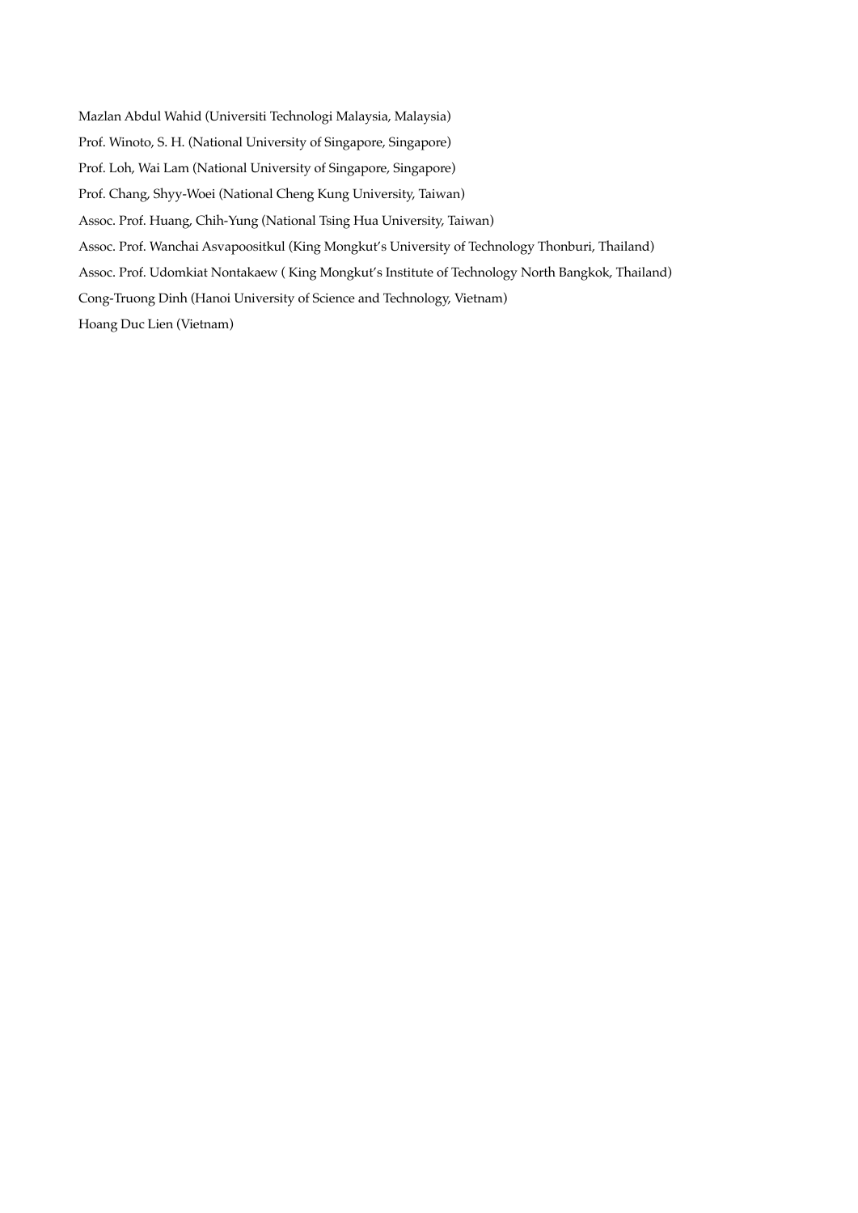Mazlan Abdul Wahid (Universiti Technologi Malaysia, Malaysia)

Prof. Winoto, S. H. (National University of Singapore, Singapore)

Prof. Loh, Wai Lam (National University of Singapore, Singapore)

Prof. Chang, Shyy-Woei (National Cheng Kung University, Taiwan)

Assoc. Prof. Huang, Chih-Yung (National Tsing Hua University, Taiwan)

Assoc. Prof. Wanchai Asvapoositkul (King Mongkut's University of Technology Thonburi, Thailand)

Assoc. Prof. Udomkiat Nontakaew ( King Mongkut's Institute of Technology North Bangkok, Thailand)

Cong-Truong Dinh (Hanoi University of Science and Technology, Vietnam)

Hoang Duc Lien (Vietnam)